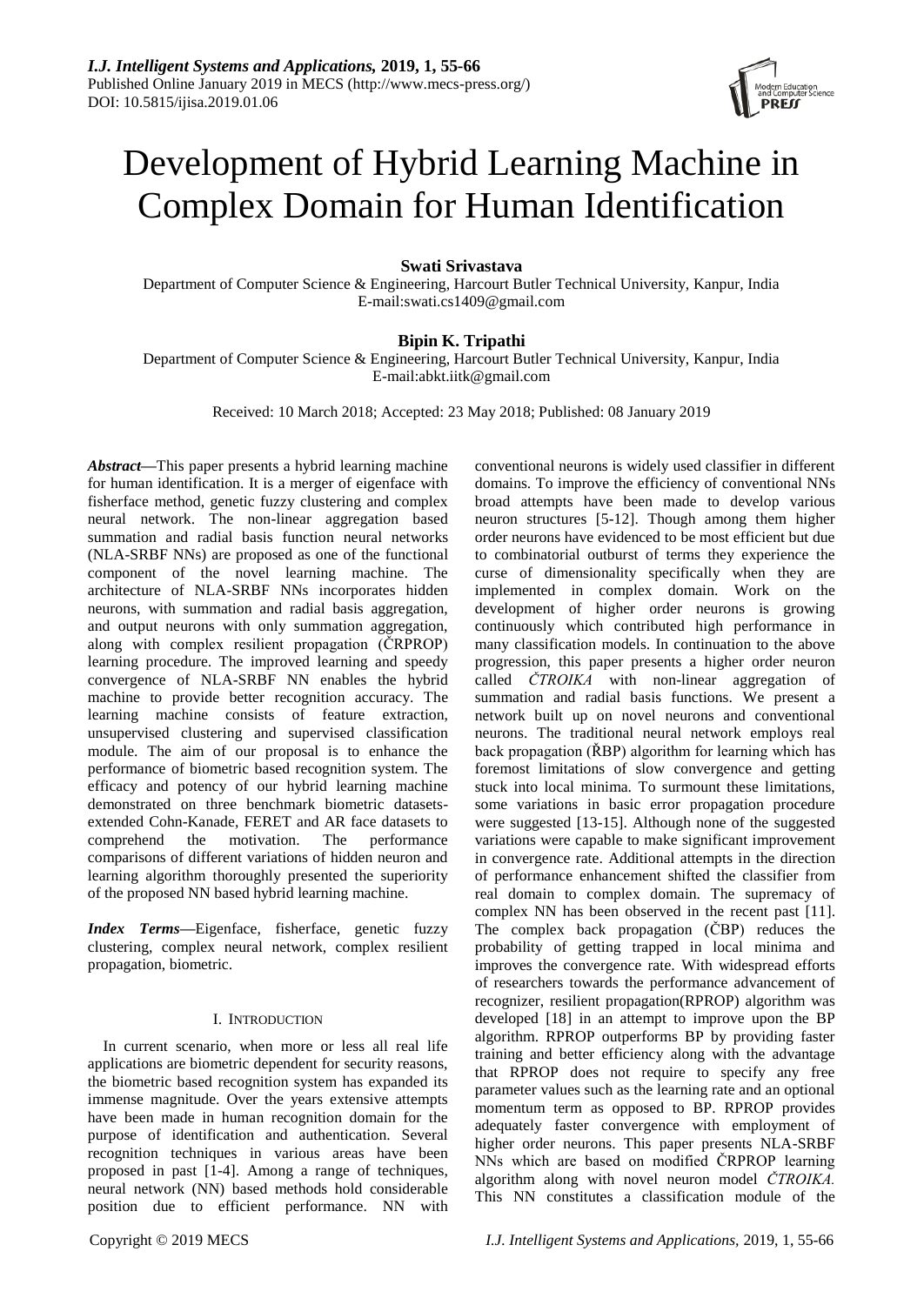# Development of Hybrid Learning Machine in Complex Domain for Human Identification

**Swati Srivastava**

Department of Computer Science & Engineering, Harcourt Butler Technical University, Kanpur, India
E-mail:swati.cs1409@gmail.com

**Bipin K. Tripathi**

Department of Computer Science & Engineering, Harcourt Butler Technical University, Kanpur, India
E-mail:abkt.iitk@gmail.com

Received: 10 March 2018; Accepted: 23 May 2018; Published: 08 January 2019

***Abstract*—**This paper presents a hybrid learning machine for human identification. It is a merger of eigenface with fisherface method, genetic fuzzy clustering and complex neural network. The non-linear aggregation based summation and radial basis function neural networks (NLA-SRBF NNs) are proposed as one of the functional component of the novel learning machine. The architecture of NLA-SRBF NNs incorporates hidden neurons, with summation and radial basis aggregation, and output neurons with only summation aggregation, along with complex resilient propagation (ČRPROP) learning procedure. The improved learning and speedy convergence of NLA-SRBF NN enables the hybrid machine to provide better recognition accuracy. The learning machine consists of feature extraction, unsupervised clustering and supervised classification module. The aim of our proposal is to enhance the performance of biometric based recognition system. The efficacy and potency of our hybrid learning machine demonstrated on three benchmark biometric datasets-extended Cohn-Kanade, FERET and AR face datasets to comprehend the motivation. The performance comparisons of different variations of hidden neuron and learning algorithm thoroughly presented the superiority of the proposed NN based hybrid learning machine.

***Index Terms*—**Eigenface, fisherface, genetic fuzzy clustering, complex neural network, complex resilient propagation, biometric.

## I. Introduction

In current scenario, when more or less all real life applications are biometric dependent for security reasons, the biometric based recognition system has expanded its immense magnitude. Over the years extensive attempts have been made in human recognition domain for the purpose of identification and authentication. Several recognition techniques in various areas have been proposed in past [1-4]. Among a range of techniques, neural network (NN) based methods hold considerable position due to efficient performance. NN with conventional neurons is widely used classifier in different domains. To improve the efficiency of conventional NNs broad attempts have been made to develop various neuron structures [5-12]. Though among them higher order neurons have evidenced to be most efficient but due to combinatorial outburst of terms they experience the curse of dimensionality specifically when they are implemented in complex domain. Work on the development of higher order neurons is growing continuously which contributed high performance in many classification models. In continuation to the above progression, this paper presents a higher order neuron called *ČTROIKA* with non-linear aggregation of summation and radial basis functions. We present a network built up on novel neurons and conventional neurons. The traditional neural network employs real back propagation (ŘBP) algorithm for learning which has foremost limitations of slow convergence and getting stuck into local minima. To surmount these limitations, some variations in basic error propagation procedure were suggested [13-15]. Although none of the suggested variations were capable to make significant improvement in convergence rate. Additional attempts in the direction of performance enhancement shifted the classifier from real domain to complex domain. The supremacy of complex NN has been observed in the recent past [11]. The complex back propagation (ČBP) reduces the probability of getting trapped in local minima and improves the convergence rate. With widespread efforts of researchers towards the performance advancement of recognizer, resilient propagation(RPROP) algorithm was developed [18] in an attempt to improve upon the BP algorithm. RPROP outperforms BP by providing faster training and better efficiency along with the advantage that RPROP does not require to specify any free parameter values such as the learning rate and an optional momentum term as opposed to BP. RPROP provides adequately faster convergence with employment of higher order neurons. This paper presents NLA-SRBF NNs which are based on modified ČRPROP learning algorithm along with novel neuron model *ČTROIKA.* This NN constitutes a classification module of the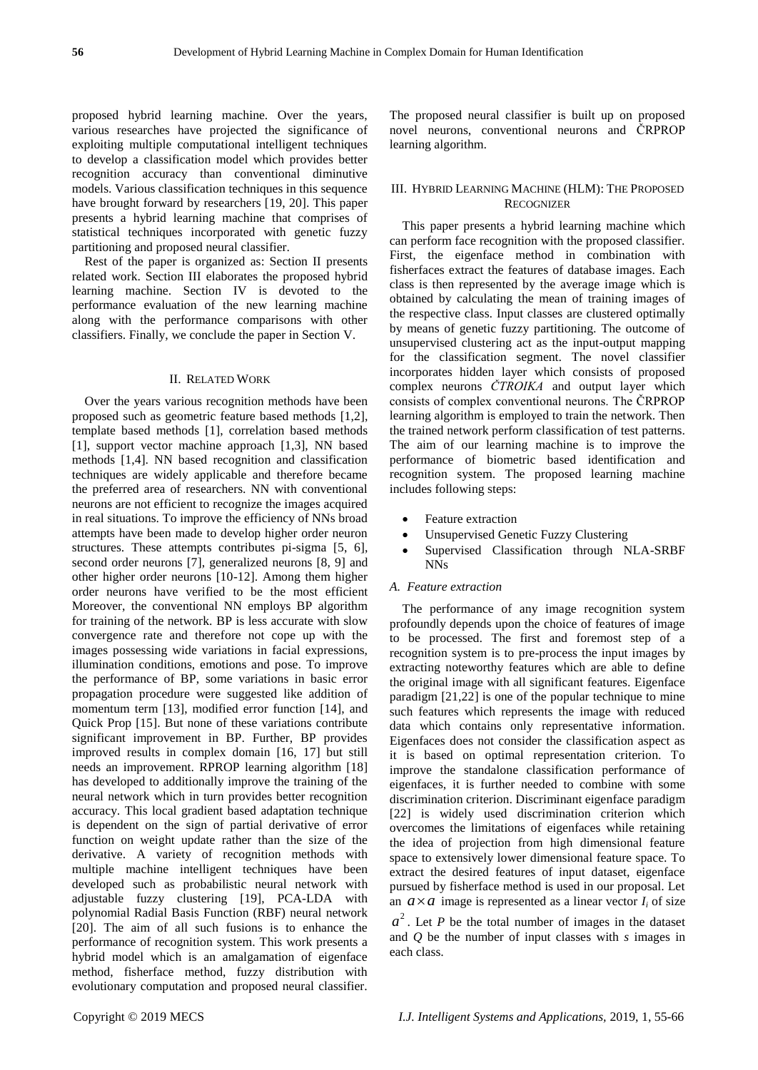proposed hybrid learning machine. Over the years, various researches have projected the significance of exploiting multiple computational intelligent techniques to develop a classification model which provides better recognition accuracy than conventional diminutive models. Various classification techniques in this sequence have brought forward by researchers [19, 20]. This paper presents a hybrid learning machine that comprises of statistical techniques incorporated with genetic fuzzy partitioning and proposed neural classifier.

Rest of the paper is organized as: Section II presents related work. Section III elaborates the proposed hybrid learning machine. Section IV is devoted to the performance evaluation of the new learning machine along with the performance comparisons with other classifiers. Finally, we conclude the paper in Section V.

## II. Related Work

Over the years various recognition methods have been proposed such as geometric feature based methods [1,2], template based methods [1], correlation based methods [1], support vector machine approach [1,3], NN based methods [1,4]. NN based recognition and classification techniques are widely applicable and therefore became the preferred area of researchers. NN with conventional neurons are not efficient to recognize the images acquired in real situations. To improve the efficiency of NNs broad attempts have been made to develop higher order neuron structures. These attempts contributes pi-sigma [5, 6], second order neurons [7], generalized neurons [8, 9] and other higher order neurons [10-12]. Among them higher order neurons have verified to be the most efficient Moreover, the conventional NN employs BP algorithm for training of the network. BP is less accurate with slow convergence rate and therefore not cope up with the images possessing wide variations in facial expressions, illumination conditions, emotions and pose. To improve the performance of BP, some variations in basic error propagation procedure were suggested like addition of momentum term [13], modified error function [14], and Quick Prop [15]. But none of these variations contribute significant improvement in BP. Further, BP provides improved results in complex domain [16, 17] but still needs an improvement. RPROP learning algorithm [18] has developed to additionally improve the training of the neural network which in turn provides better recognition accuracy. This local gradient based adaptation technique is dependent on the sign of partial derivative of error function on weight update rather than the size of the derivative. A variety of recognition methods with multiple machine intelligent techniques have been developed such as probabilistic neural network with adjustable fuzzy clustering [19], PCA-LDA with polynomial Radial Basis Function (RBF) neural network [20]. The aim of all such fusions is to enhance the performance of recognition system. This work presents a hybrid model which is an amalgamation of eigenface method, fisherface method, fuzzy distribution with evolutionary computation and proposed neural classifier. The proposed neural classifier is built up on proposed novel neurons, conventional neurons and ČRPROP learning algorithm.

## III. Hybrid Learning Machine (HLM): The Proposed Recognizer

This paper presents a hybrid learning machine which can perform face recognition with the proposed classifier. First, the eigenface method in combination with fisherfaces extract the features of database images. Each class is then represented by the average image which is obtained by calculating the mean of training images of the respective class. Input classes are clustered optimally by means of genetic fuzzy partitioning. The outcome of unsupervised clustering act as the input-output mapping for the classification segment. The novel classifier incorporates hidden layer which consists of proposed complex neurons *ČTROIKA* and output layer which consists of complex conventional neurons. The ČRPROP learning algorithm is employed to train the network. Then the trained network perform classification of test patterns. The aim of our learning machine is to improve the performance of biometric based identification and recognition system. The proposed learning machine includes following steps:

- Feature extraction
- Unsupervised Genetic Fuzzy Clustering
- Supervised Classification through NLA-SRBF NNs

### A. Feature extraction

The performance of any image recognition system profoundly depends upon the choice of features of image to be processed. The first and foremost step of a recognition system is to pre-process the input images by extracting noteworthy features which are able to define the original image with all significant features. Eigenface paradigm [21,22] is one of the popular technique to mine such features which represents the image with reduced data which contains only representative information. Eigenfaces does not consider the classification aspect as it is based on optimal representation criterion. To improve the standalone classification performance of eigenfaces, it is further needed to combine with some discrimination criterion. Discriminant eigenface paradigm [22] is widely used discrimination criterion which overcomes the limitations of eigenfaces while retaining the idea of projection from high dimensional feature space to extensively lower dimensional feature space. To extract the desired features of input dataset, eigenface pursued by fisherface method is used in our proposal. Let an $a \times a$ image is represented as a linear vector $I_i$ of size $a^2$. Let $P$ be the total number of images in the dataset and $Q$ be the number of input classes with $s$ images in each class.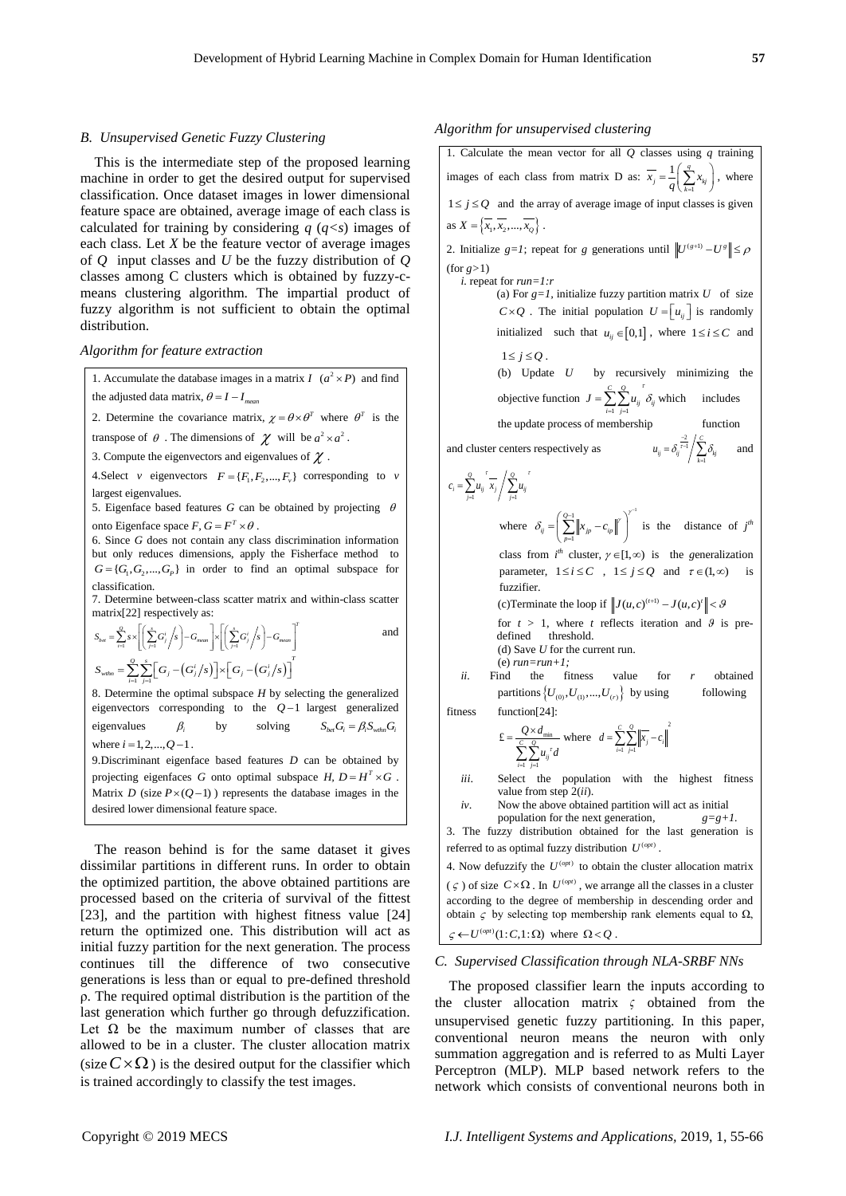### B. Unsupervised Genetic Fuzzy Clustering

This is the intermediate step of the proposed learning machine in order to get the desired output for supervised classification. Once dataset images in lower dimensional feature space are obtained, average image of each class is calculated for training by considering $q$ ($q<s$) images of each class. Let $X$ be the feature vector of average images of $Q$ input classes and $U$ be the fuzzy distribution of $Q$ classes among C clusters which is obtained by fuzzy-c-means clustering algorithm. The impartial product of fuzzy algorithm is not sufficient to obtain the optimal distribution.

*Algorithm for feature extraction*

1. Accumulate the database images in a matrix $I$ ($a^2 \times P$) and find the adjusted data matrix, $\theta = I - I_{mean}$
2. Determine the covariance matrix, $\chi = \theta \times \theta^T$ where $\theta^T$ is the transpose of $\theta$. The dimensions of $\chi$ will be $a^2 \times a^2$.
3. Compute the eigenvectors and eigenvalues of $\chi$.
4. Select $v$ eigenvectors $F = \{F_1, F_2, ..., F_v\}$ corresponding to $v$ largest eigenvalues.
5. Eigenface based features $G$ can be obtained by projecting $\theta$ onto Eigenface space $F$, $G = F^T \times \theta$.
6. Since $G$ does not contain any class discrimination information but only reduces dimensions, apply the Fisherface method to $G = \{G_1, G_2, ..., G_P\}$ in order to find an optimal subspace for classification.
7. Determine between-class scatter matrix and within-class scatter matrix[22] respectively as:

$$S_{bet} = \sum_{i=1}^{Q} s \times \left[ \left( \sum_{j=1}^{s} G_j^i \Big/ s \right) - G_{mean} \right] \times \left[ \left( \sum_{j=1}^{s} G_j^i \Big/ s \right) - G_{mean} \right]^T$$ and

$$S_{wthn} = \sum_{i=1}^{Q} \sum_{j=1}^{s} \left[ G_j - \left( G_j^i / s \right) \right] \times \left[ G_j - \left( G_j^i / s \right) \right]^T$$

8. Determine the optimal subspace $H$ by selecting the generalized eigenvectors corresponding to the $Q-1$ largest generalized eigenvalues $\beta_i$ by solving $S_{bet} G_i = \beta_i S_{wthn} G_i$ where $i = 1, 2, ..., Q-1$.
9. Discriminant eigenface based features $D$ can be obtained by projecting eigenfaces $G$ onto optimal subspace $H$, $D = H^T \times G$. Matrix $D$ (size $P \times (Q-1)$) represents the database images in the desired lower dimensional feature space.

The reason behind is for the same dataset it gives dissimilar partitions in different runs. In order to obtain the optimized partition, the above obtained partitions are processed based on the criteria of survival of the fittest [23], and the partition with highest fitness value [24] return the optimized one. This distribution will act as initial fuzzy partition for the next generation. The process continues till the difference of two consecutive generations is less than or equal to pre-defined threshold ρ. The required optimal distribution is the partition of the last generation which further go through defuzzification. Let $\Omega$ be the maximum number of classes that are allowed to be in a cluster. The cluster allocation matrix (size $C \times \Omega$) is the desired output for the classifier which is trained accordingly to classify the test images.

*Algorithm for unsupervised clustering*

1. Calculate the mean vector for all $Q$ classes using $q$ training images of each class from matrix D as: $\overline{x_j} = \frac{1}{q}\left(\sum_{k=1}^{q} x_{kj}\right)$, where $1 \le j \le Q$ and the array of average image of input classes is given as $X = \{\overline{x_1}, \overline{x_2}, ..., \overline{x_Q}\}$.
2. Initialize $g=1$; repeat for $g$ generations until $\left\| U^{(g+1)} - U^g \right\| \le \rho$ (for $g>1$)
   *i.* repeat for *run=1:r*
   - (a) For $g=1$, initialize fuzzy partition matrix $U$ of size $C \times Q$. The initial population $U = [u_{ij}]$ is randomly initialized such that $u_{ij} \in [0,1]$, where $1 \le i \le C$ and $1 \le j \le Q$.
   - (b) Update $U$ by recursively minimizing the objective function $J = \sum_{i=1}^{C}\sum_{j=1}^{Q} u_{ij}^{\tau} \delta_{ij}$ which includes the update process of membership function and cluster centers respectively as $u_{ij} = \delta_{ij}^{\frac{-2}{\tau-1}} \Big/ \sum_{k=1}^{C} \delta_{kj}$ and $c_i = \sum_{j=1}^{Q} u_{ij}^{\tau} \overline{x_j} \Big/ \sum_{j=1}^{Q} u_{ij}^{\tau}$

     where $\delta_{ij} = \left( \sum_{p=1}^{Q-1} \left\| x_{jp} - c_{ip} \right\|^{\gamma} \right)^{\gamma^{-1}}$ is the distance of $j^{th}$ class from $i^{th}$ cluster, $\gamma \in [1, \infty)$ is the generalization parameter, $1 \le i \le C$, $1 \le j \le Q$ and $\tau \in (1, \infty)$ is fuzzifier.
   - (c) Terminate the loop if $\left\| J(u,c)^{(t+1)} - J(u,c)^t \right\| < \vartheta$ for $t > 1$, where $t$ reflects iteration and $\vartheta$ is pre-defined threshold.
   - (d) Save $U$ for the current run.
   - (e) *run=run+1;*

   *ii.* Find the fitness value for $r$ obtained partitions $\{U_{(0)}, U_{(1)}, ..., U_{(r)}\}$ by using following fitness function[24]:
   $$\pounds = \frac{Q \times d_{\min}}{\sum_{i=1}^{C}\sum_{j=1}^{Q} u_{ij}^{\tau} d} \text{ where } d = \sum_{i=1}^{C}\sum_{j=1}^{Q} \left\| \overline{x_j} - c_i \right\|^2$$
   *iii.* Select the population with the highest fitness value from step 2(*ii*).
   *iv.* Now the above obtained partition will act as initial population for the next generation, $g=g+1$.
3. The fuzzy distribution obtained for the last generation is referred to as optimal fuzzy distribution $U^{(opt)}$.
4. Now defuzzify the $U^{(opt)}$ to obtain the cluster allocation matrix ($\varsigma$) of size $C \times \Omega$. In $U^{(opt)}$, we arrange all the classes in a cluster according to the degree of membership in descending order and obtain $\varsigma$ by selecting top membership rank elements equal to Ω, $\varsigma \leftarrow U^{(opt)}(1:C, 1:\Omega)$ where $\Omega < Q$.

### C. Supervised Classification through NLA-SRBF NNs

The proposed classifier learn the inputs according to the cluster allocation matrix $\varsigma$ obtained from the unsupervised genetic fuzzy partitioning. In this paper, conventional neuron means the neuron with only summation aggregation and is referred to as Multi Layer Perceptron (MLP). MLP based network refers to the network which consists of conventional neurons both in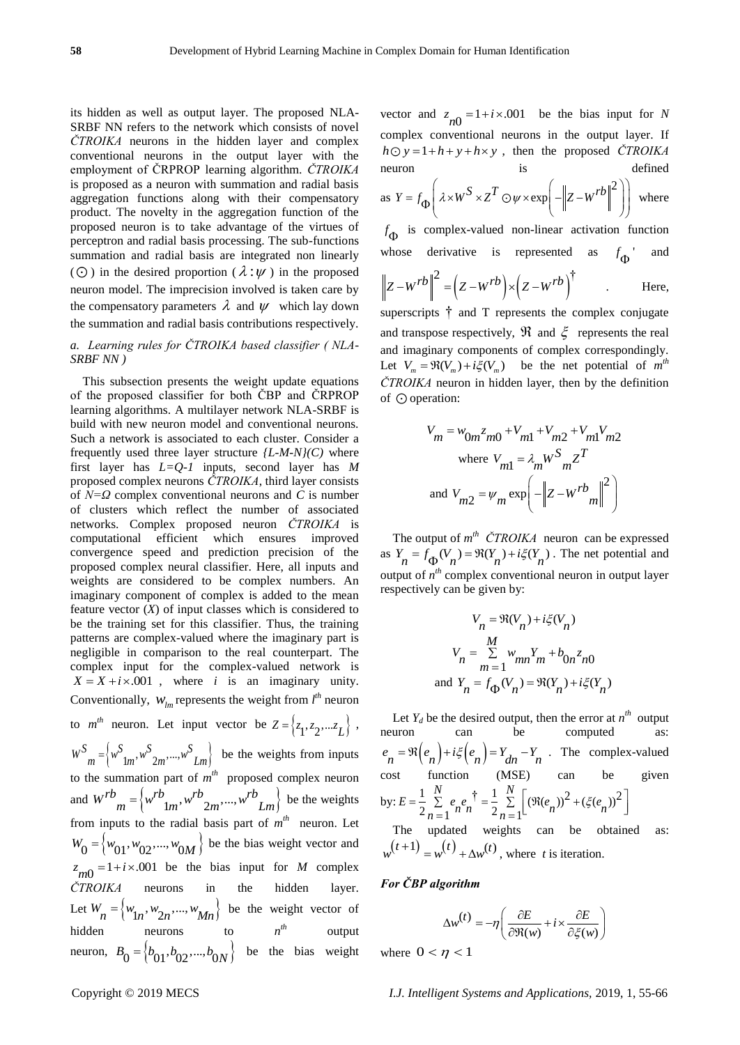its hidden as well as output layer. The proposed NLA-SRBF NN refers to the network which consists of novel *ČTROIKA* neurons in the hidden layer and complex conventional neurons in the output layer with the employment of ČRPROP learning algorithm. *ČTROIKA* is proposed as a neuron with summation and radial basis aggregation functions along with their compensatory product. The novelty in the aggregation function of the proposed neuron is to take advantage of the virtues of perceptron and radial basis processing. The sub-functions summation and radial basis are integrated non linearly ($\odot$) in the desired proportion ($\lambda : \psi$) in the proposed neuron model. The imprecision involved is taken care by the compensatory parameters $\lambda$ and $\psi$ which lay down the summation and radial basis contributions respectively.

*a. Learning rules for ČTROIKA based classifier ( NLA-SRBF NN )*

This subsection presents the weight update equations of the proposed classifier for both ČBP and ČRPROP learning algorithms. A multilayer network NLA-SRBF is build with new neuron model and conventional neurons. Such a network is associated to each cluster. Consider a frequently used three layer structure *{L-M-N}(C)* where first layer has *L=Q-1* inputs, second layer has *M* proposed complex neurons *ČTROIKA*, third layer consists of *N=Ω* complex conventional neurons and *C* is number of clusters which reflect the number of associated networks. Complex proposed neuron *ČTROIKA* is computational efficient which ensures improved convergence speed and prediction precision of the proposed complex neural classifier. Here, all inputs and weights are considered to be complex numbers. An imaginary component of complex is added to the mean feature vector (*X*) of input classes which is considered to be the training set for this classifier. Thus, the training patterns are complex-valued where the imaginary part is negligible in comparison to the real counterpart. The complex input for the complex-valued network is $X = X + i \times .001$ , where *i* is an imaginary unity. Conventionally, $w_{lm}$ represents the weight from $l^{th}$ neuron to $m^{th}$ neuron. Let input vector be $Z = \{z_1, z_2, ... z_L\}$ , $W^S{}_m = \{w^S{}_{1m}, w^S{}_{2m}, ..., w^S{}_{Lm}\}$ be the weights from inputs to the summation part of $m^{th}$ proposed complex neuron and $W^{rb}{}_m = \{w^{rb}{}_{1m}, w^{rb}{}_{2m}, ..., w^{rb}{}_{Lm}\}$ be the weights from inputs to the radial basis part of $m^{th}$ neuron. Let $W_0 = \{w_{01}, w_{02}, ..., w_{0M}\}$ be the bias weight vector and $z_{m0} = 1 + i \times .001$ be the bias input for *M* complex *ČTROIKA* neurons in the hidden layer. Let $W_n = \{w_{1n}, w_{2n}, ..., w_{Mn}\}$ be the weight vector of hidden neurons to $n^{th}$ output neuron, $B_0 = \{b_{01}, b_{02}, ..., b_{0N}\}$ be the bias weight vector and $z_{n0} = 1 + i \times .001$ be the bias input for *N* complex conventional neurons in the output layer. If $h \odot y = 1 + h + y + h \times y$ , then the proposed *ČTROIKA* neuron is defined as $Y = f_{\Phi}\left(\lambda \times W^S \times Z^T \odot \psi \times \exp\left(-\left\|Z - W^{rb}\right\|^2\right)\right)$ where $f_{\Phi}$ is complex-valued non-linear activation function whose derivative is represented as $f_{\Phi}{}'$ and $\left\|Z - W^{rb}\right\|^2 = \left(Z - W^{rb}\right) \times \left(Z - W^{rb}\right)^{\dagger}$ . Here, superscripts † and T represents the complex conjugate and transpose respectively, $\Re$ and $\xi$ represents the real and imaginary components of complex correspondingly. Let $V_m = \Re(V_m) + i\xi(V_m)$ be the net potential of $m^{th}$ *ČTROIKA* neuron in hidden layer, then by the definition of $\odot$ operation:

$$V_m = w_{0m} z_{m0} + V_{m1} + V_{m2} + V_{m1} V_{m2}$$

$$\text{where } V_{m1} = \lambda_m W^S{}_m Z^T$$

$$\text{and } V_{m2} = \psi_m \exp\left(-\left\|Z - W^{rb}{}_m\right\|^2\right)$$

The output of $m^{th}$ *ČTROIKA* neuron can be expressed as $Y_n = f_{\Phi}(V_n) = \Re(Y_n) + i\xi(Y_n)$ . The net potential and output of $n^{th}$ complex conventional neuron in output layer respectively can be given by:

$$V_n = \Re(V_n) + i\xi(V_n)$$

$$V_n = \sum_{m=1}^{M} w_{mn} Y_m + b_{0n} z_{n0}$$

$$\text{and } Y_n = f_{\Phi}(V_n) = \Re(Y_n) + i\xi(Y_n)$$

Let $Y_d$ be the desired output, then the error at $n^{th}$ output neuron can be computed as: $e_n = \Re\left(e_n\right) + i\xi\left(e_n\right) = Y_{dn} - Y_n$ . The complex-valued cost function (MSE) can be given by: $E = \frac{1}{2}\sum_{n=1}^{N} e_n e_n{}^{\dagger} = \frac{1}{2}\sum_{n=1}^{N}\left[(\Re(e_n))^2 + (\xi(e_n))^2\right]$

The updated weights can be obtained as: $w^{(t+1)} = w^{(t)} + \Delta w^{(t)}$, where *t* is iteration.

***For ČBP algorithm***

$$\Delta w^{(t)} = -\eta\left(\frac{\partial E}{\partial \Re(w)} + i \times \frac{\partial E}{\partial \xi(w)}\right)$$

where $0 < \eta < 1$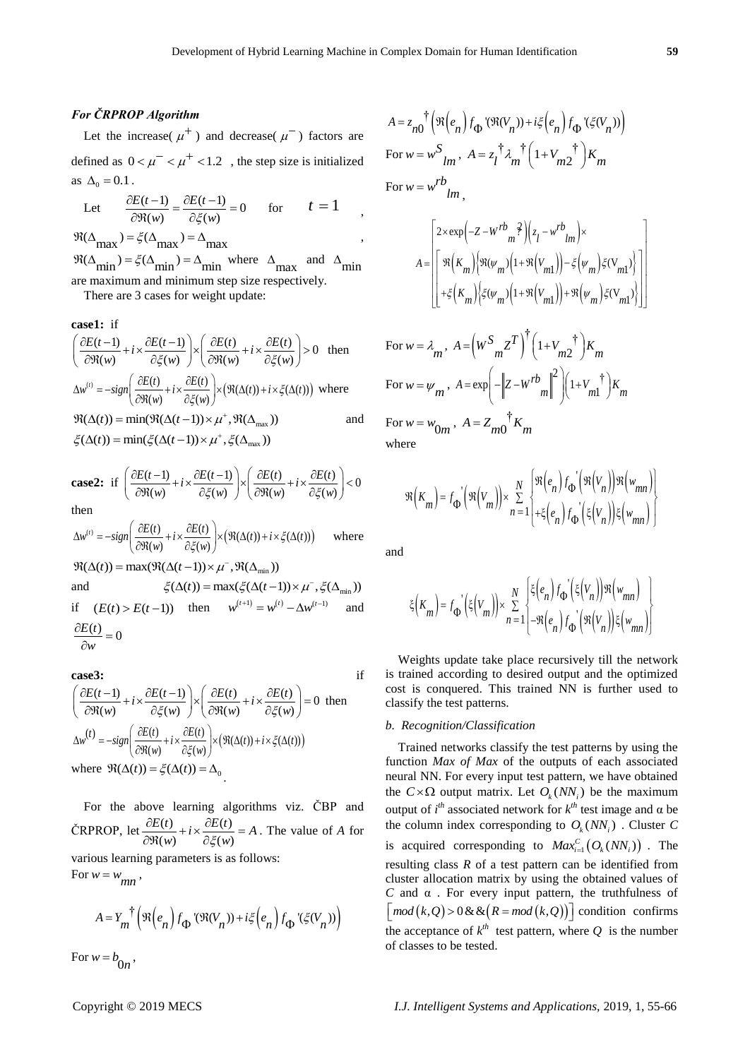### *For ČRPROP Algorithm*

Let the increase( $\mu^+$ ) and decrease( $\mu^-$ ) factors are defined as $0 < \mu^- < \mu^+ < 1.2$ , the step size is initialized as $\Delta_0 = 0.1$.

Let $\frac{\partial E(t-1)}{\partial \Re(w)} = \frac{\partial E(t-1)}{\partial \xi(w)} = 0$ for $t = 1$ , $\Re(\Delta_{\max}) = \xi(\Delta_{\max}) = \Delta_{\max}$ , $\Re(\Delta_{\min}) = \xi(\Delta_{\min}) = \Delta_{\min}$ where $\Delta_{\max}$ and $\Delta_{\min}$ are maximum and minimum step size respectively.

There are 3 cases for weight update:

**case1:** if $\left(\frac{\partial E(t-1)}{\partial \Re(w)} + i \times \frac{\partial E(t-1)}{\partial \xi(w)}\right) \times \left(\frac{\partial E(t)}{\partial \Re(w)} + i \times \frac{\partial E(t)}{\partial \xi(w)}\right) > 0$ then

$\Delta w^{(t)} = -sign\left(\frac{\partial E(t)}{\partial \Re(w)} + i \times \frac{\partial E(t)}{\partial \xi(w)}\right) \times \left(\Re(\Delta(t)) + i \times \xi(\Delta(t))\right)$ where

$\Re(\Delta(t)) = \min(\Re(\Delta(t-1)) \times \mu^+, \Re(\Delta_{\max}))$ and $\xi(\Delta(t)) = \min(\xi(\Delta(t-1)) \times \mu^+, \xi(\Delta_{\max}))$

**case2:** if $\left(\frac{\partial E(t-1)}{\partial \Re(w)} + i \times \frac{\partial E(t-1)}{\partial \xi(w)}\right) \times \left(\frac{\partial E(t)}{\partial \Re(w)} + i \times \frac{\partial E(t)}{\partial \xi(w)}\right) < 0$ then

$\Delta w^{(t)} = -sign\left(\frac{\partial E(t)}{\partial \Re(w)} + i \times \frac{\partial E(t)}{\partial \xi(w)}\right) \times \left(\Re(\Delta(t)) + i \times \xi(\Delta(t))\right)$ where

$\Re(\Delta(t)) = \max(\Re(\Delta(t-1)) \times \mu^-, \Re(\Delta_{\min}))$

and $\xi(\Delta(t)) = \max(\xi(\Delta(t-1)) \times \mu^-, \xi(\Delta_{\min}))$

if $(E(t) > E(t-1))$ then $w^{(t+1)} = w^{(t)} - \Delta w^{(t-1)}$ and $\frac{\partial E(t)}{\partial w} = 0$

**case3:** if $\left(\frac{\partial E(t-1)}{\partial \Re(w)} + i \times \frac{\partial E(t-1)}{\partial \xi(w)}\right) \times \left(\frac{\partial E(t)}{\partial \Re(w)} + i \times \frac{\partial E(t)}{\partial \xi(w)}\right) = 0$ then

$\Delta w^{(t)} = -sign\left(\frac{\partial E(t)}{\partial \Re(w)} + i \times \frac{\partial E(t)}{\partial \xi(w)}\right) \times \left(\Re(\Delta(t)) + i \times \xi(\Delta(t))\right)$

where $\Re(\Delta(t)) = \xi(\Delta(t)) = \Delta_0$.

For the above learning algorithms viz. ČBP and ČRPROP, let $\frac{\partial E(t)}{\partial \Re(w)} + i \frac{\partial E(t)}{\partial \xi(w)} = A$. The value of $A$ for various learning parameters is as follows:

For $w = w_{mn}$,

$$A = Y_m^{\dagger}\left(\Re\left(e_n\right) f_{\Phi}{}'(\Re(V_n)) + i\xi\left(e_n\right) f_{\Phi}{}'(\xi(V_n))\right)$$

For $w = b_{0n}$,

$$A = z_{n0}^{\dagger}\left(\Re\left(e_n\right) f_{\Phi}{}'(\Re(V_n)) + i\xi\left(e_n\right) f_{\Phi}{}'(\xi(V_n))\right)$$

For $w = w^S_{lm}$, $A = z_l^{\dagger} \lambda_m^{\dagger}\left(1 + V_{m2}^{\dagger}\right) K_m$

For $w = w^{rb}_{lm}$,

$$A = \begin{bmatrix} 2 \times \exp\left(-Z - W^{rb}{}_m{}^2\right)\left(z_l - w^{rb}{}_{lm}\right) \times \\ \left[\begin{array}{l} \Re\left(K_m\right)\left\{\Re(\psi_m)\left(1 + \Re\left(V_{m1}\right)\right) - \xi\left(\psi_m\right)\xi(V_{m1})\right\} \\ +\xi\left(K_m\right)\left\{\xi(\psi_m)\left(1 + \Re\left(V_{m1}\right)\right) + \Re\left(\psi_m\right)\xi(V_{m1})\right\} \end{array}\right] \end{bmatrix}$$

For $w = \lambda_m$, $A = \left(W^S{}_m Z^T\right)^{\dagger}\left(1 + V_{m2}{}^{\dagger}\right) K_m$

For $w = \psi_m$, $A = \exp\left(-\left\|Z - W^{rb}{}_m\right\|^2\right)\left(1 + V_{m1}{}^{\dagger}\right) K_m$

For $w = w_{0m}$, $A = Z_{m0}{}^{\dagger} K_m$

where

$$\Re\left(K_m\right) = f_{\Phi}{}'\left(\Re\left(V_m\right)\right) \times \sum_{n=1}^{N}\left\{\begin{array}{l} \Re\left(e_n\right) f_{\Phi}{}'\left(\Re\left(V_n\right)\right)\Re\left(w_{mn}\right) \\ +\xi\left(e_n\right) f_{\Phi}{}'\left(\xi\left(V_n\right)\right)\xi\left(w_{mn}\right) \end{array}\right\}$$

and

$$\xi\left(K_m\right) = f_{\Phi}{}'\left(\xi\left(V_m\right)\right) \times \sum_{n=1}^{N}\left\{\begin{array}{l} \xi\left(e_n\right) f_{\Phi}{}'\left(\xi\left(V_n\right)\right)\Re\left(w_{mn}\right) \\ -\Re\left(e_n\right) f_{\Phi}{}'\left(\Re\left(V_n\right)\right)\xi\left(w_{mn}\right) \end{array}\right\}$$

Weights update take place recursively till the network is trained according to desired output and the optimized cost is conquered. This trained NN is further used to classify the test patterns.

### *b. Recognition/Classification*

Trained networks classify the test patterns by using the function *Max of Max* of the outputs of each associated neural NN. For every input test pattern, we have obtained the $C \times \Omega$ output matrix. Let $O_k(NN_i)$ be the maximum output of $i^{th}$ associated network for $k^{th}$ test image and α be the column index corresponding to $O_k(NN_i)$ . Cluster $C$ is acquired corresponding to $Max_{i=1}^{C}\left(O_k(NN_i)\right)$ . The resulting class $R$ of a test pattern can be identified from cluster allocation matrix by using the obtained values of $C$ and α . For every input pattern, the truthfulness of $\left[mod(k,Q) > 0 \,\&\&\left(R = mod(k,Q)\right)\right]$ condition confirms the acceptance of $k^{th}$ test pattern, where $Q$ is the number of classes to be tested.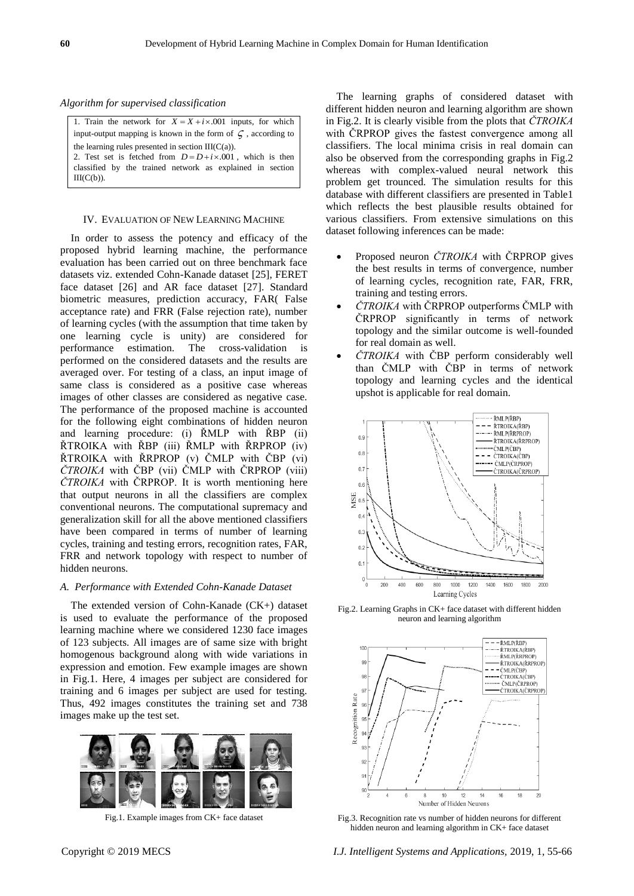*Algorithm for supervised classification*

1. Train the network for $X = X + i \times .001$ inputs, for which input-output mapping is known in the form of $\varsigma$, according to the learning rules presented in section III(C(a)).
2. Test set is fetched from $D = D + i \times .001$, which is then classified by the trained network as explained in section III(C(b)).

## IV. Evaluation of New Learning Machine

In order to assess the potency and efficacy of the proposed hybrid learning machine, the performance evaluation has been carried out on three benchmark face datasets viz. extended Cohn-Kanade dataset [25], FERET face dataset [26] and AR face dataset [27]. Standard biometric measures, prediction accuracy, FAR( False acceptance rate) and FRR (False rejection rate), number of learning cycles (with the assumption that time taken by one learning cycle is unity) are considered for performance estimation. The cross-validation is performed on the considered datasets and the results are averaged over. For testing of a class, an input image of same class is considered as a positive case whereas images of other classes are considered as negative case. The performance of the proposed machine is accounted for the following eight combinations of hidden neuron and learning procedure: (i) ŘMLP with ŘBP (ii) ŘTROIKA with ŘBP (iii) ŘMLP with ŘRPROP (iv) ŘTROIKA with ŘRPROP (v) ČMLP with ČBP (vi) *ČTROIKA* with ČBP (vii) ČMLP with ČRPROP (viii) *ČTROIKA* with ČRPROP. It is worth mentioning here that output neurons in all the classifiers are complex conventional neurons. The computational supremacy and generalization skill for all the above mentioned classifiers have been compared in terms of number of learning cycles, training and testing errors, recognition rates, FAR, FRR and network topology with respect to number of hidden neurons.

### *A. Performance with Extended Cohn-Kanade Dataset*

The extended version of Cohn-Kanade (CK+) dataset is used to evaluate the performance of the proposed learning machine where we considered 1230 face images of 123 subjects. All images are of same size with bright homogenous background along with wide variations in expression and emotion. Few example images are shown in Fig.1. Here, 4 images per subject are considered for training and 6 images per subject are used for testing. Thus, 492 images constitutes the training set and 738 images make up the test set.

Fig.1. Example images from CK+ face dataset

The learning graphs of considered dataset with different hidden neuron and learning algorithm are shown in Fig.2. It is clearly visible from the plots that *ČTROIKA* with ČRPROP gives the fastest convergence among all classifiers. The local minima crisis in real domain can also be observed from the corresponding graphs in Fig.2 whereas with complex-valued neural network this problem get trounced. The simulation results for this database with different classifiers are presented in Table1 which reflects the best plausible results obtained for various classifiers. From extensive simulations on this dataset following inferences can be made:

- Proposed neuron *ČTROIKA* with ČRPROP gives the best results in terms of convergence, number of learning cycles, recognition rate, FAR, FRR, training and testing errors.
- *ČTROIKA* with ČRPROP outperforms ČMLP with ČRPROP significantly in terms of network topology and the similar outcome is well-founded for real domain as well.
- *ČTROIKA* with ČBP perform considerably well than ČMLP with ČBP in terms of network topology and learning cycles and the identical upshot is applicable for real domain.

Fig.2. Learning Graphs in CK+ face dataset with different hidden neuron and learning algorithm

Fig.3. Recognition rate vs number of hidden neurons for different hidden neuron and learning algorithm in CK+ face dataset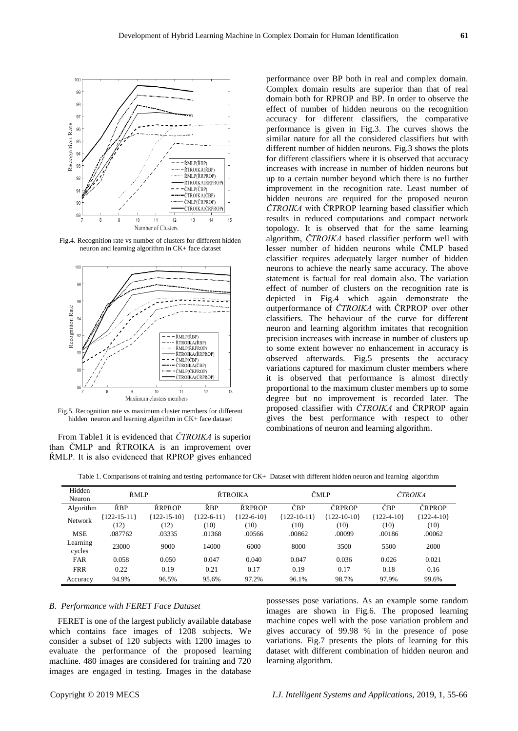Fig.4. Recognition rate vs number of clusters for different hidden neuron and learning algorithm in CK+ face dataset

Fig.5. Recognition rate vs maximum cluster members for different hidden neuron and learning algorithm in CK+ face dataset

From Table1 it is evidenced that *ČTROIKA* is superior than ČMLP and ŘTROIKA is an improvement over ŘMLP. It is also evidenced that RPROP gives enhanced performance over BP both in real and complex domain. Complex domain results are superior than that of real domain both for RPROP and BP. In order to observe the effect of number of hidden neurons on the recognition accuracy for different classifiers, the comparative performance is given in Fig.3. The curves shows the similar nature for all the considered classifiers but with different number of hidden neurons. Fig.3 shows the plots for different classifiers where it is observed that accuracy increases with increase in number of hidden neurons but up to a certain number beyond which there is no further improvement in the recognition rate. Least number of hidden neurons are required for the proposed neuron *ČTROIKA* with ČRPROP learning based classifier which results in reduced computations and compact network topology. It is observed that for the same learning algorithm, *ČTROIKA* based classifier perform well with lesser number of hidden neurons while ČMLP based classifier requires adequately larger number of hidden neurons to achieve the nearly same accuracy. The above statement is factual for real domain also. The variation effect of number of clusters on the recognition rate is depicted in Fig.4 which again demonstrate the outperformance of *ČTROIKA* with ČRPROP over other classifiers. The behaviour of the curve for different neuron and learning algorithm imitates that recognition precision increases with increase in number of clusters up to some extent however no enhancement in accuracy is observed afterwards. Fig.5 presents the accuracy variations captured for maximum cluster members where it is observed that performance is almost directly proportional to the maximum cluster members up to some degree but no improvement is recorded later. The proposed classifier with *ČTROIKA* and ČRPROP again gives the best performance with respect to other combinations of neuron and learning algorithm.

Table 1. Comparisons of training and testing performance for CK+ Dataset with different hidden neuron and learning algorithm

| Hidden Neuron | ŘMLP | | ŘTROIKA | | ČMLP | | *ČTROIKA* | |
|---|---|---|---|---|---|---|---|---|
| Algorithm | ŘBP | ŘRPROP | ŘBP | ŘRPROP | ČBP | ČRPROP | ČBP | ČRPROP |
| Network | {122-15-11} (12) | {122-15-10} (12) | {122-6-11} (10) | {122-6-10} (10) | {122-10-11} (10) | {122-10-10} (10) | {122-4-10} (10) | {122-4-10} (10) |
| MSE | .087762 | .03335 | .01368 | .00566 | .00862 | .00099 | .00186 | .00062 |
| Learning cycles | 23000 | 9000 | 14000 | 6000 | 8000 | 3500 | 5500 | 2000 |
| FAR | 0.058 | 0.050 | 0.047 | 0.040 | 0.047 | 0.036 | 0.026 | 0.021 |
| FRR | 0.22 | 0.19 | 0.21 | 0.17 | 0.19 | 0.17 | 0.18 | 0.16 |
| Accuracy | 94.9% | 96.5% | 95.6% | 97.2% | 96.1% | 98.7% | 97.9% | 99.6% |

### *B. Performance with FERET Face Dataset*

FERET is one of the largest publicly available database which contains face images of 1208 subjects. We consider a subset of 120 subjects with 1200 images to evaluate the performance of the proposed learning machine. 480 images are considered for training and 720 images are engaged in testing. Images in the database possesses pose variations. As an example some random images are shown in Fig.6. The proposed learning machine copes well with the pose variation problem and gives accuracy of 99.98 % in the presence of pose variations. Fig.7 presents the plots of learning for this dataset with different combination of hidden neuron and learning algorithm.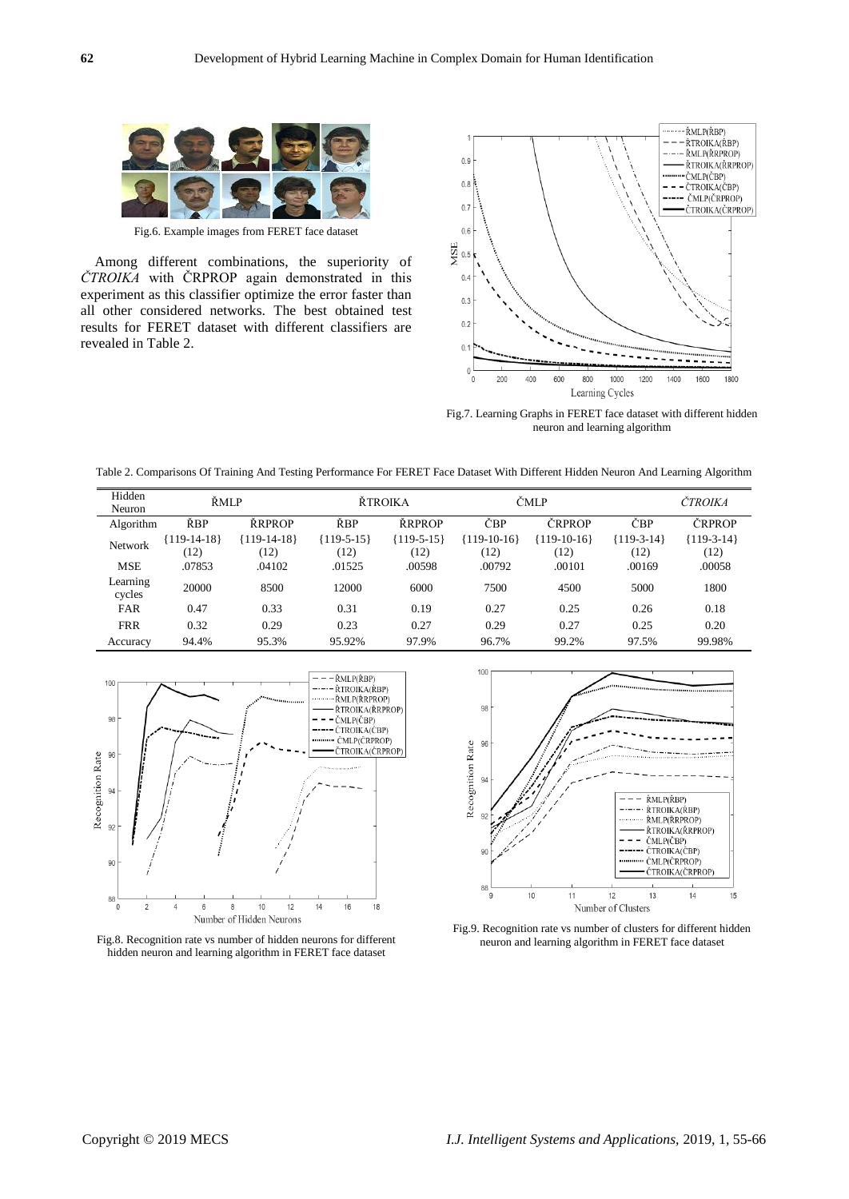Fig.6. Example images from FERET face dataset

Among different combinations, the superiority of *ČTROIKA* with ČRPROP again demonstrated in this experiment as this classifier optimize the error faster than all other considered networks. The best obtained test results for FERET dataset with different classifiers are revealed in Table 2.

Fig.7. Learning Graphs in FERET face dataset with different hidden neuron and learning algorithm

Table 2. Comparisons Of Training And Testing Performance For FERET Face Dataset With Different Hidden Neuron And Learning Algorithm

| Hidden Neuron | ŘMLP | | ŘTROIKA | | ČMLP | | *ČTROIKA* | |
|---|---|---|---|---|---|---|---|---|
| Algorithm | ŘBP | ŘRPROP | ŘBP | ŘRPROP | ČBP | ČRPROP | ČBP | ČRPROP |
| Network | {119-14-18} (12) | {119-14-18} (12) | {119-5-15} (12) | {119-5-15} (12) | {119-10-16} (12) | {119-10-16} (12) | {119-3-14} (12) | {119-3-14} (12) |
| MSE | .07853 | .04102 | .01525 | .00598 | .00792 | .00101 | .00169 | .00058 |
| Learning cycles | 20000 | 8500 | 12000 | 6000 | 7500 | 4500 | 5000 | 1800 |
| FAR | 0.47 | 0.33 | 0.31 | 0.19 | 0.27 | 0.25 | 0.26 | 0.18 |
| FRR | 0.32 | 0.29 | 0.23 | 0.27 | 0.29 | 0.27 | 0.25 | 0.20 |
| Accuracy | 94.4% | 95.3% | 95.92% | 97.9% | 96.7% | 99.2% | 97.5% | 99.98% |

Fig.8. Recognition rate vs number of hidden neurons for different hidden neuron and learning algorithm in FERET face dataset

Fig.9. Recognition rate vs number of clusters for different hidden neuron and learning algorithm in FERET face dataset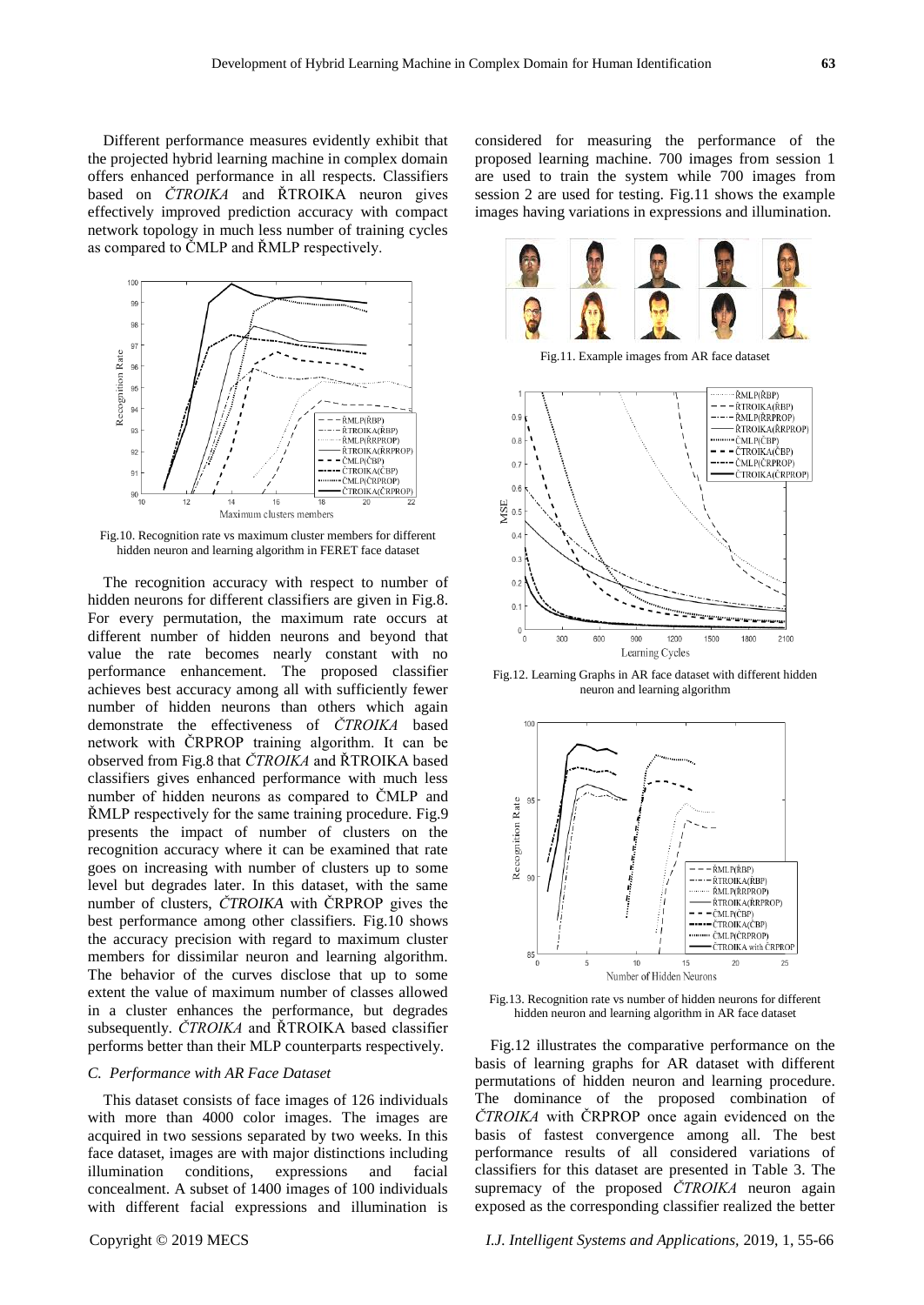Different performance measures evidently exhibit that the projected hybrid learning machine in complex domain offers enhanced performance in all respects. Classifiers based on *ČTROIKA* and ŘTROIKA neuron gives effectively improved prediction accuracy with compact network topology in much less number of training cycles as compared to ČMLP and ŘMLP respectively.

Fig.10. Recognition rate vs maximum cluster members for different hidden neuron and learning algorithm in FERET face dataset

The recognition accuracy with respect to number of hidden neurons for different classifiers are given in Fig.8. For every permutation, the maximum rate occurs at different number of hidden neurons and beyond that value the rate becomes nearly constant with no performance enhancement. The proposed classifier achieves best accuracy among all with sufficiently fewer number of hidden neurons than others which again demonstrate the effectiveness of *ČTROIKA* based network with ČRPROP training algorithm. It can be observed from Fig.8 that *ČTROIKA* and ŘTROIKA based classifiers gives enhanced performance with much less number of hidden neurons as compared to ČMLP and ŘMLP respectively for the same training procedure. Fig.9 presents the impact of number of clusters on the recognition accuracy where it can be examined that rate goes on increasing with number of clusters up to some level but degrades later. In this dataset, with the same number of clusters, *ČTROIKA* with ČRPROP gives the best performance among other classifiers. Fig.10 shows the accuracy precision with regard to maximum cluster members for dissimilar neuron and learning algorithm. The behavior of the curves disclose that up to some extent the value of maximum number of classes allowed in a cluster enhances the performance, but degrades subsequently. *ČTROIKA* and ŘTROIKA based classifier performs better than their MLP counterparts respectively.

### *C. Performance with AR Face Dataset*

This dataset consists of face images of 126 individuals with more than 4000 color images. The images are acquired in two sessions separated by two weeks. In this face dataset, images are with major distinctions including illumination conditions, expressions and facial concealment. A subset of 1400 images of 100 individuals with different facial expressions and illumination is considered for measuring the performance of the proposed learning machine. 700 images from session 1 are used to train the system while 700 images from session 2 are used for testing. Fig.11 shows the example images having variations in expressions and illumination.

Fig.11. Example images from AR face dataset

Fig.12. Learning Graphs in AR face dataset with different hidden neuron and learning algorithm

Fig.13. Recognition rate vs number of hidden neurons for different hidden neuron and learning algorithm in AR face dataset

Fig.12 illustrates the comparative performance on the basis of learning graphs for AR dataset with different permutations of hidden neuron and learning procedure. The dominance of the proposed combination of *ČTROIKA* with ČRPROP once again evidenced on the basis of fastest convergence among all. The best performance results of all considered variations of classifiers for this dataset are presented in Table 3. The supremacy of the proposed *ČTROIKA* neuron again exposed as the corresponding classifier realized the better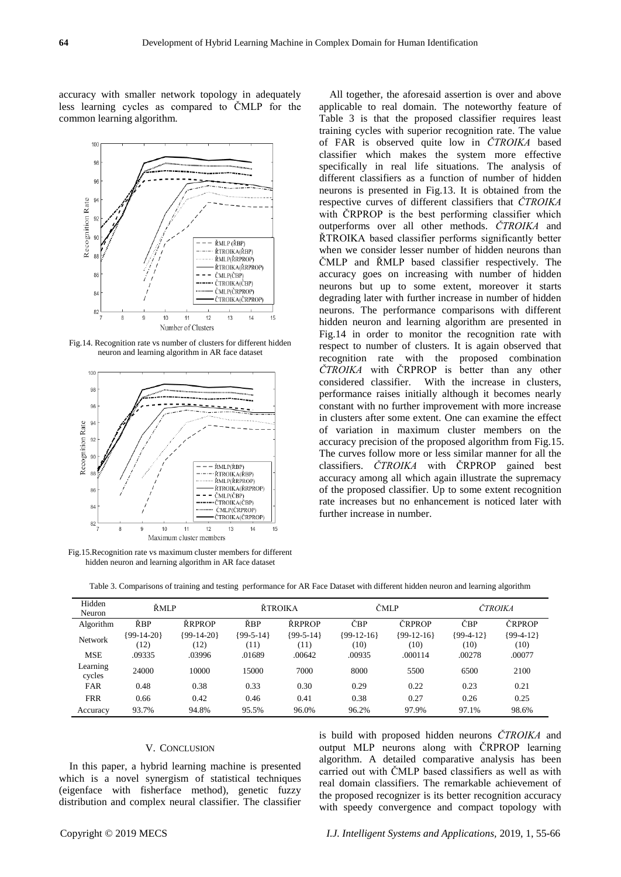accuracy with smaller network topology in adequately less learning cycles as compared to ČMLP for the common learning algorithm.

Fig.14. Recognition rate vs number of clusters for different hidden neuron and learning algorithm in AR face dataset

Fig.15.Recognition rate vs maximum cluster members for different hidden neuron and learning algorithm in AR face dataset

All together, the aforesaid assertion is over and above applicable to real domain. The noteworthy feature of Table 3 is that the proposed classifier requires least training cycles with superior recognition rate. The value of FAR is observed quite low in *ČTROIKA* based classifier which makes the system more effective specifically in real life situations. The analysis of different classifiers as a function of number of hidden neurons is presented in Fig.13. It is obtained from the respective curves of different classifiers that *ČTROIKA* with ČRPROP is the best performing classifier which outperforms over all other methods. *ČTROIKA* and ŘTROIKA based classifier performs significantly better when we consider lesser number of hidden neurons than ČMLP and ŘMLP based classifier respectively. The accuracy goes on increasing with number of hidden neurons but up to some extent, moreover it starts degrading later with further increase in number of hidden neurons. The performance comparisons with different hidden neuron and learning algorithm are presented in Fig.14 in order to monitor the recognition rate with respect to number of clusters. It is again observed that recognition rate with the proposed combination *ČTROIKA* with ČRPROP is better than any other considered classifier. With the increase in clusters, performance raises initially although it becomes nearly constant with no further improvement with more increase in clusters after some extent. One can examine the effect of variation in maximum cluster members on the accuracy precision of the proposed algorithm from Fig.15. The curves follow more or less similar manner for all the classifiers. *ČTROIKA* with ČRPROP gained best accuracy among all which again illustrate the supremacy of the proposed classifier. Up to some extent recognition rate increases but no enhancement is noticed later with further increase in number.

Table 3. Comparisons of training and testing performance for AR Face Dataset with different hidden neuron and learning algorithm

| Hidden Neuron | ŘMLP | | ŘTROIKA | | ČMLP | | *ČTROIKA* | |
|---|---|---|---|---|---|---|---|---|
| Algorithm | ŘBP | ŘRPROP | ŘBP | ŘRPROP | ČBP | ČRPROP | ČBP | ČRPROP |
| Network | {99-14-20} (12) | {99-14-20} (12) | {99-5-14} (11) | {99-5-14} (11) | {99-12-16} (10) | {99-12-16} (10) | {99-4-12} (10) | {99-4-12} (10) |
| MSE | .09335 | .03996 | .01689 | .00642 | .00935 | .000114 | .00278 | .00077 |
| Learning cycles | 24000 | 10000 | 15000 | 7000 | 8000 | 5500 | 6500 | 2100 |
| FAR | 0.48 | 0.38 | 0.33 | 0.30 | 0.29 | 0.22 | 0.23 | 0.21 |
| FRR | 0.66 | 0.42 | 0.46 | 0.41 | 0.38 | 0.27 | 0.26 | 0.25 |
| Accuracy | 93.7% | 94.8% | 95.5% | 96.0% | 96.2% | 97.9% | 97.1% | 98.6% |

## V. Conclusion

In this paper, a hybrid learning machine is presented which is a novel synergism of statistical techniques (eigenface with fisherface method), genetic fuzzy distribution and complex neural classifier. The classifier is build with proposed hidden neurons *ČTROIKA* and output MLP neurons along with ČRPROP learning algorithm. A detailed comparative analysis has been carried out with ČMLP based classifiers as well as with real domain classifiers. The remarkable achievement of the proposed recognizer is its better recognition accuracy with speedy convergence and compact topology with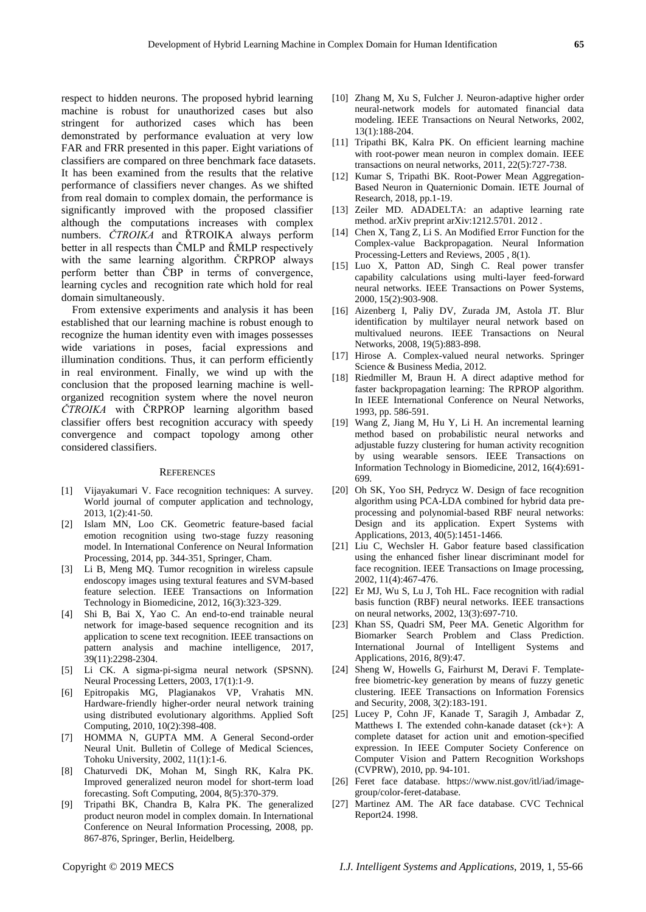respect to hidden neurons. The proposed hybrid learning machine is robust for unauthorized cases but also stringent for authorized cases which has been demonstrated by performance evaluation at very low FAR and FRR presented in this paper. Eight variations of classifiers are compared on three benchmark face datasets. It has been examined from the results that the relative performance of classifiers never changes. As we shifted from real domain to complex domain, the performance is significantly improved with the proposed classifier although the computations increases with complex numbers. *ČTROIKA* and ŘTROIKA always perform better in all respects than ČMLP and ŘMLP respectively with the same learning algorithm. ČRPROP always perform better than ČBP in terms of convergence, learning cycles and recognition rate which hold for real domain simultaneously.

From extensive experiments and analysis it has been established that our learning machine is robust enough to recognize the human identity even with images possesses wide variations in poses, facial expressions and illumination conditions. Thus, it can perform efficiently in real environment. Finally, we wind up with the conclusion that the proposed learning machine is well-organized recognition system where the novel neuron *ČTROIKA* with ČRPROP learning algorithm based classifier offers best recognition accuracy with speedy convergence and compact topology among other considered classifiers.

## REFERENCES

[1] Vijayakumari V. Face recognition techniques: A survey. World journal of computer application and technology, 2013, 1(2):41-50.

[2] Islam MN, Loo CK. Geometric feature-based facial emotion recognition using two-stage fuzzy reasoning model. In International Conference on Neural Information Processing, 2014, pp. 344-351, Springer, Cham.

[3] Li B, Meng MQ. Tumor recognition in wireless capsule endoscopy images using textural features and SVM-based feature selection. IEEE Transactions on Information Technology in Biomedicine, 2012, 16(3):323-329.

[4] Shi B, Bai X, Yao C. An end-to-end trainable neural network for image-based sequence recognition and its application to scene text recognition. IEEE transactions on pattern analysis and machine intelligence, 2017, 39(11):2298-2304.

[5] Li CK. A sigma-pi-sigma neural network (SPSNN). Neural Processing Letters, 2003, 17(1):1-9.

[6] Epitropakis MG, Plagianakos VP, Vrahatis MN. Hardware-friendly higher-order neural network training using distributed evolutionary algorithms. Applied Soft Computing, 2010, 10(2):398-408.

[7] HOMMA N, GUPTA MM. A General Second-order Neural Unit. Bulletin of College of Medical Sciences, Tohoku University, 2002, 11(1):1-6.

[8] Chaturvedi DK, Mohan M, Singh RK, Kalra PK. Improved generalized neuron model for short-term load forecasting. Soft Computing, 2004, 8(5):370-379.

[9] Tripathi BK, Chandra B, Kalra PK. The generalized product neuron model in complex domain. In International Conference on Neural Information Processing, 2008, pp. 867-876, Springer, Berlin, Heidelberg.

[10] Zhang M, Xu S, Fulcher J. Neuron-adaptive higher order neural-network models for automated financial data modeling. IEEE Transactions on Neural Networks, 2002, 13(1):188-204.

[11] Tripathi BK, Kalra PK. On efficient learning machine with root-power mean neuron in complex domain. IEEE transactions on neural networks, 2011, 22(5):727-738.

[12] Kumar S, Tripathi BK. Root-Power Mean Aggregation-Based Neuron in Quaternionic Domain. IETE Journal of Research, 2018, pp.1-19.

[13] Zeiler MD. ADADELTA: an adaptive learning rate method. arXiv preprint arXiv:1212.5701. 2012 .

[14] Chen X, Tang Z, Li S. An Modified Error Function for the Complex-value Backpropagation. Neural Information Processing-Letters and Reviews, 2005 , 8(1).

[15] Luo X, Patton AD, Singh C. Real power transfer capability calculations using multi-layer feed-forward neural networks. IEEE Transactions on Power Systems, 2000, 15(2):903-908.

[16] Aizenberg I, Paliy DV, Zurada JM, Astola JT. Blur identification by multilayer neural network based on multivalued neurons. IEEE Transactions on Neural Networks, 2008, 19(5):883-898.

[17] Hirose A. Complex-valued neural networks. Springer Science & Business Media, 2012.

[18] Riedmiller M, Braun H. A direct adaptive method for faster backpropagation learning: The RPROP algorithm. In IEEE International Conference on Neural Networks, 1993, pp. 586-591.

[19] Wang Z, Jiang M, Hu Y, Li H. An incremental learning method based on probabilistic neural networks and adjustable fuzzy clustering for human activity recognition by using wearable sensors. IEEE Transactions on Information Technology in Biomedicine, 2012, 16(4):691-699.

[20] Oh SK, Yoo SH, Pedrycz W. Design of face recognition algorithm using PCA-LDA combined for hybrid data pre-processing and polynomial-based RBF neural networks: Design and its application. Expert Systems with Applications, 2013, 40(5):1451-1466.

[21] Liu C, Wechsler H. Gabor feature based classification using the enhanced fisher linear discriminant model for face recognition. IEEE Transactions on Image processing, 2002, 11(4):467-476.

[22] Er MJ, Wu S, Lu J, Toh HL. Face recognition with radial basis function (RBF) neural networks. IEEE transactions on neural networks, 2002, 13(3):697-710.

[23] Khan SS, Quadri SM, Peer MA. Genetic Algorithm for Biomarker Search Problem and Class Prediction. International Journal of Intelligent Systems and Applications, 2016, 8(9):47.

[24] Sheng W, Howells G, Fairhurst M, Deravi F. Template-free biometric-key generation by means of fuzzy genetic clustering. IEEE Transactions on Information Forensics and Security, 2008, 3(2):183-191.

[25] Lucey P, Cohn JF, Kanade T, Saragih J, Ambadar Z, Matthews I. The extended cohn-kanade dataset (ck+): A complete dataset for action unit and emotion-specified expression. In IEEE Computer Society Conference on Computer Vision and Pattern Recognition Workshops (CVPRW), 2010, pp. 94-101.

[26] Feret face database. https://www.nist.gov/itl/iad/image-group/color-feret-database.

[27] Martinez AM. The AR face database. CVC Technical Report24. 1998.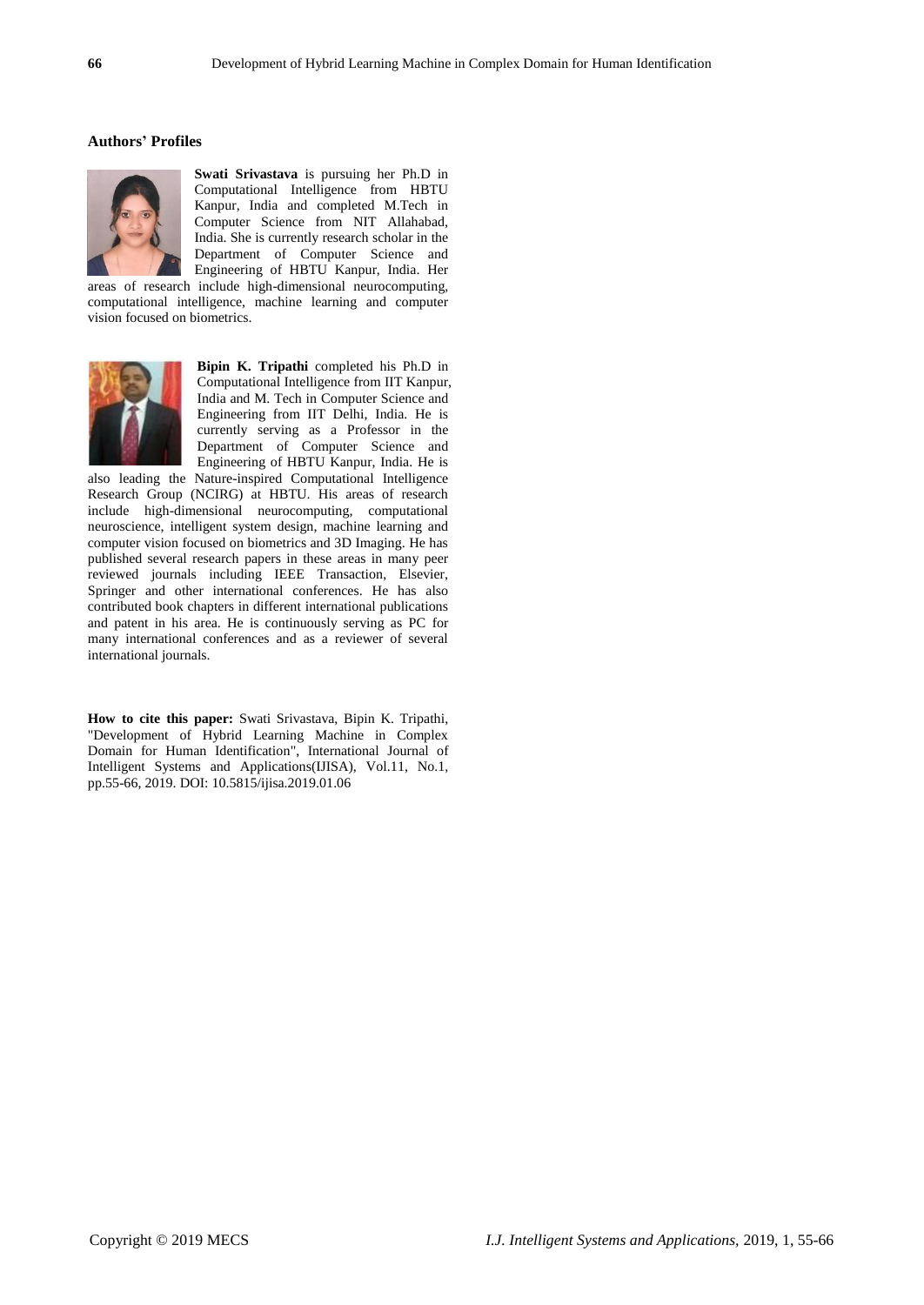## Authors' Profiles

**Swati Srivastava** is pursuing her Ph.D in Computational Intelligence from HBTU Kanpur, India and completed M.Tech in Computer Science from NIT Allahabad, India. She is currently research scholar in the Department of Computer Science and Engineering of HBTU Kanpur, India. Her areas of research include high-dimensional neurocomputing, computational intelligence, machine learning and computer vision focused on biometrics.

**Bipin K. Tripathi** completed his Ph.D in Computational Intelligence from IIT Kanpur, India and M. Tech in Computer Science and Engineering from IIT Delhi, India. He is currently serving as a Professor in the Department of Computer Science and Engineering of HBTU Kanpur, India. He is also leading the Nature-inspired Computational Intelligence Research Group (NCIRG) at HBTU. His areas of research include high-dimensional neurocomputing, computational neuroscience, intelligent system design, machine learning and computer vision focused on biometrics and 3D Imaging. He has published several research papers in these areas in many peer reviewed journals including IEEE Transaction, Elsevier, Springer and other international conferences. He has also contributed book chapters in different international publications and patent in his area. He is continuously serving as PC for many international conferences and as a reviewer of several international journals.

**How to cite this paper:** Swati Srivastava, Bipin K. Tripathi, "Development of Hybrid Learning Machine in Complex Domain for Human Identification", International Journal of Intelligent Systems and Applications(IJISA), Vol.11, No.1, pp.55-66, 2019. DOI: 10.5815/ijisa.2019.01.06